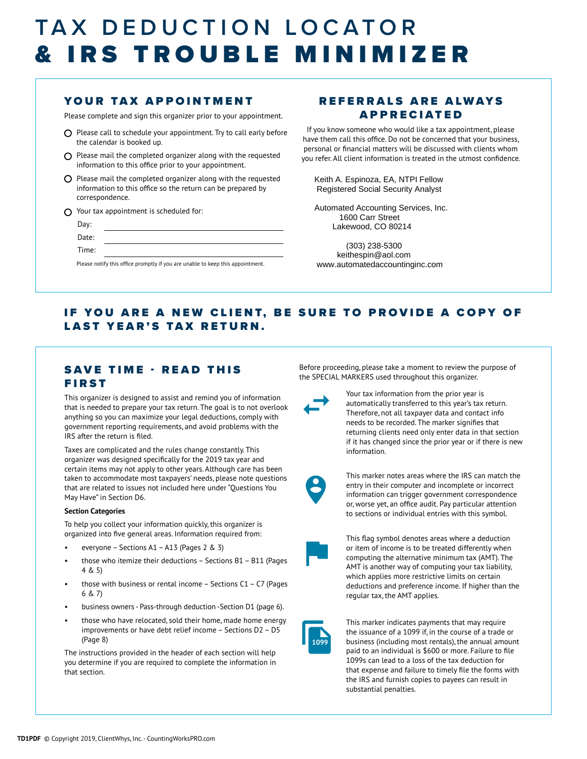# TAX DEDUCTION LOCATOR
# & IRS TROUBLE MINIMIZER

## YOUR TAX APPOINTMENT

Please complete and sign this organizer prior to your appointment.

- ○ Please call to schedule your appointment. Try to call early before the calendar is booked up.
- ○ Please mail the completed organizer along with the requested information to this office prior to your appointment.
- ○ Please mail the completed organizer along with the requested information to this office so the return can be prepared by correspondence.
- ○ Your tax appointment is scheduled for:

Day: ____________________

Date: ____________________

Time: ____________________

Please notify this office promptly if you are unable to keep this appointment.

## REFERRALS ARE ALWAYS APPRECIATED

If you know someone who would like a tax appointment, please have them call this office. Do not be concerned that your business, personal or financial matters will be discussed with clients whom you refer. All client information is treated in the utmost confidence.

Keith A. Espinoza, EA, NTPI Fellow
Registered Social Security Analyst

Automated Accounting Services, Inc.
1600 Carr Street
Lakewood, CO 80214

(303) 238-5300
keithespin@aol.com
www.automatedaccountinginc.com

## IF YOU ARE A NEW CLIENT, BE SURE TO PROVIDE A COPY OF LAST YEAR'S TAX RETURN.

## SAVE TIME - READ THIS FIRST

This organizer is designed to assist and remind you of information that is needed to prepare your tax return. The goal is to not overlook anything so you can maximize your legal deductions, comply with government reporting requirements, and avoid problems with the IRS after the return is filed.

Taxes are complicated and the rules change constantly. This organizer was designed specifically for the 2019 tax year and certain items may not apply to other years. Although care has been taken to accommodate most taxpayers' needs, please note questions that are related to issues not included here under "Questions You May Have" in Section D6.

**Section Categories**

To help you collect your information quickly, this organizer is organized into five general areas. Information required from:

- everyone – Sections A1 – A13 (Pages 2 & 3)
- those who itemize their deductions – Sections B1 – B11 (Pages 4 & 5)
- those with business or rental income – Sections C1 – C7 (Pages 6 & 7)
- business owners - Pass-through deduction -Section D1 (page 6).
- those who have relocated, sold their home, made home energy improvements or have debt relief income – Sections D2 – D5 (Page 8)

The instructions provided in the header of each section will help you determine if you are required to complete the information in that section.

Before proceeding, please take a moment to review the purpose of the SPECIAL MARKERS used throughout this organizer.

Your tax information from the prior year is automatically transferred to this year's tax return. Therefore, not all taxpayer data and contact info needs to be recorded. The marker signifies that returning clients need only enter data in that section if it has changed since the prior year or if there is new information.

This marker notes areas where the IRS can match the entry in their computer and incomplete or incorrect information can trigger government correspondence or, worse yet, an office audit. Pay particular attention to sections or individual entries with this symbol.

This flag symbol denotes areas where a deduction or item of income is to be treated differently when computing the alternative minimum tax (AMT). The AMT is another way of computing your tax liability, which applies more restrictive limits on certain deductions and preference income. If higher than the regular tax, the AMT applies.

1099

This marker indicates payments that may require the issuance of a 1099 if, in the course of a trade or business (including most rentals), the annual amount paid to an individual is $600 or more. Failure to file 1099s can lead to a loss of the tax deduction for that expense and failure to timely file the forms with the IRS and furnish copies to payees can result in substantial penalties.

**TD1PDF** © Copyright 2019, ClientWhys, Inc. - CountingWorksPRO.com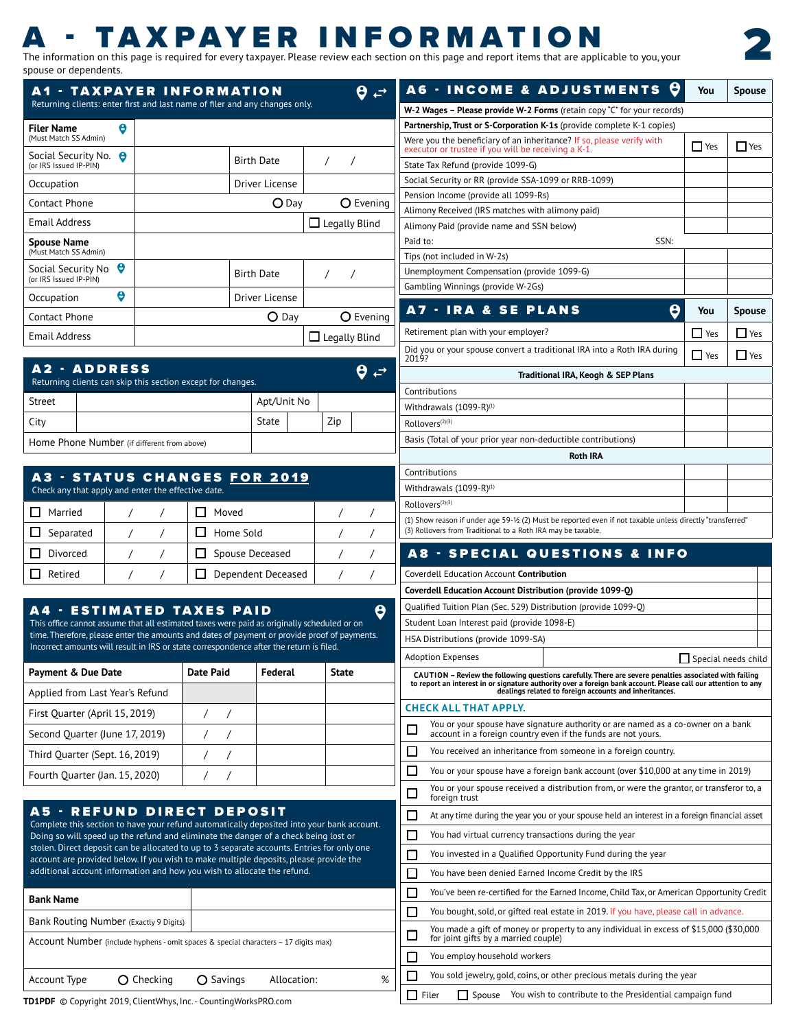# A - TAXPAYER INFORMATION

The information on this page is required for every taxpayer. Please review each section on this page and report items that are applicable to you, your spouse or dependents.

## A1 - TAXPAYER INFORMATION

Returning clients: enter first and last name of filer and any changes only.

| | | | |
|---|---|---|---|
| **Filer Name** (Must Match SS Admin) | | | |
| Social Security No. (or IRS Issued IP-PIN) | | Birth Date | / / |
| Occupation | | Driver License | |
| Contact Phone | | ○ Day | ○ Evening |
| Email Address | | | ☐ Legally Blind |
| **Spouse Name** (Must Match SS Admin) | | | |
| Social Security No (or IRS Issued IP-PIN) | | Birth Date | / / |
| Occupation | | Driver License | |
| Contact Phone | | ○ Day | ○ Evening |
| Email Address | | | ☐ Legally Blind |

## A2 - ADDRESS

Returning clients can skip this section except for changes.

| | | | | | |
|---|---|---|---|---|---|
| Street | | Apt/Unit No | | | |
| City | | State | | Zip | |
| Home Phone Number (if different from above) | | | | | |

## A3 - STATUS CHANGES FOR 2019

Check any that apply and enter the effective date.

| | | | |
|---|---|---|---|
| ☐ Married | / / | ☐ Moved | / / |
| ☐ Separated | / / | ☐ Home Sold | / / |
| ☐ Divorced | / / | ☐ Spouse Deceased | / / |
| ☐ Retired | / / | ☐ Dependent Deceased | / / |

## A4 - ESTIMATED TAXES PAID

This office cannot assume that all estimated taxes were paid as originally scheduled or on time. Therefore, please enter the amounts and dates of payment or provide proof of payments. Incorrect amounts will result in IRS or state correspondence after the return is filed.

| Payment & Due Date | Date Paid | Federal | State |
|---|---|---|---|
| Applied from Last Year's Refund | | | |
| First Quarter (April 15, 2019) | / / | | |
| Second Quarter (June 17, 2019) | / / | | |
| Third Quarter (Sept. 16, 2019) | / / | | |
| Fourth Quarter (Jan. 15, 2020) | / / | | |

## A5 - REFUND DIRECT DEPOSIT

Complete this section to have your refund automatically deposited into your bank account. Doing so will speed up the refund and eliminate the danger of a check being lost or stolen. Direct deposit can be allocated to up to 3 separate accounts. Entries for only one account are provided below. If you wish to make multiple deposits, please provide the additional account information and how you wish to allocate the refund.

| | |
|---|---|
| **Bank Name** | |
| Bank Routing Number (Exactly 9 Digits) | |
| Account Number (include hyphens - omit spaces & special characters – 17 digits max) | |
| Account Type ○ Checking ○ Savings | Allocation: % |

## A6 - INCOME & ADJUSTMENTS

| | You | Spouse |
|---|---|---|
| **W-2 Wages – Please provide W-2 Forms** (retain copy "C" for your records) | | |
| **Partnership, Trust or S-Corporation K-1s** (provide complete K-1 copies) | | |
| Were you the beneficiary of an inheritance? If so, please verify with executor or trustee if you will be receiving a K-1. | ☐ Yes | ☐ Yes |
| State Tax Refund (provide 1099-G) | | |
| Social Security or RR (provide SSA-1099 or RRB-1099) | | |
| Pension Income (provide all 1099-Rs) | | |
| Alimony Received (IRS matches with alimony paid) | | |
| Alimony Paid (provide name and SSN below) | | |
| Paid to: SSN: | | |
| Tips (not included in W-2s) | | |
| Unemployment Compensation (provide 1099-G) | | |
| Gambling Winnings (provide W-2Gs) | | |

## A7 - IRA & SE PLANS

| | You | Spouse |
|---|---|---|
| Retirement plan with your employer? | ☐ Yes | ☐ Yes |
| Did you or your spouse convert a traditional IRA into a Roth IRA during 2019? | ☐ Yes | ☐ Yes |
| **Traditional IRA, Keogh & SEP Plans** | | |
| Contributions | | |
| Withdrawals (1099-R)(1) | | |
| Rollovers(2)(3) | | |
| Basis (Total of your prior year non-deductible contributions) | | |
| **Roth IRA** | | |
| Contributions | | |
| Withdrawals (1099-R)(1) | | |
| Rollovers(2)(3) | | |

(1) Show reason if under age 59-½ (2) Must be reported even if not taxable unless directly "transferred" (3) Rollovers from Traditional to a Roth IRA may be taxable.

## A8 - SPECIAL QUESTIONS & INFO

| | |
|---|---|
| Coverdell Education Account **Contribution** | |
| **Coverdell Education Account Distribution (provide 1099-Q)** | |
| Qualified Tuition Plan (Sec. 529) Distribution (provide 1099-Q) | |
| Student Loan Interest paid (provide 1098-E) | |
| HSA Distributions (provide 1099-SA) | |
| Adoption Expenses | ☐ Special needs child |

**CAUTION – Review the following questions carefully. There are severe penalties associated with failing to report an interest in or signature authority over a foreign bank account. Please call our attention to any dealings related to foreign accounts and inheritances.**

**CHECK ALL THAT APPLY.**

- ☐ You or your spouse have signature authority or are named as a co-owner on a bank account in a foreign country even if the funds are not yours.
- ☐ You received an inheritance from someone in a foreign country.
- ☐ You or your spouse have a foreign bank account (over $10,000 at any time in 2019)
- ☐ You or your spouse received a distribution from, or were the grantor, or transferor to, a foreign trust
- ☐ At any time during the year you or your spouse held an interest in a foreign financial asset
- ☐ You had virtual currency transactions during the year
- ☐ You invested in a Qualified Opportunity Fund during the year
- ☐ You have been denied Earned Income Credit by the IRS
- ☐ You've been re-certified for the Earned Income, Child Tax, or American Opportunity Credit
- ☐ You bought, sold, or gifted real estate in 2019. If you have, please call in advance.
- ☐ You made a gift of money or property to any individual in excess of $15,000 ($30,000 for joint gifts by a married couple)
- ☐ You employ household workers
- ☐ You sold jewelry, gold, coins, or other precious metals during the year
- ☐ Filer ☐ Spouse You wish to contribute to the Presidential campaign fund

TD1PDF © Copyright 2019, ClientWhys, Inc. - CountingWorksPRO.com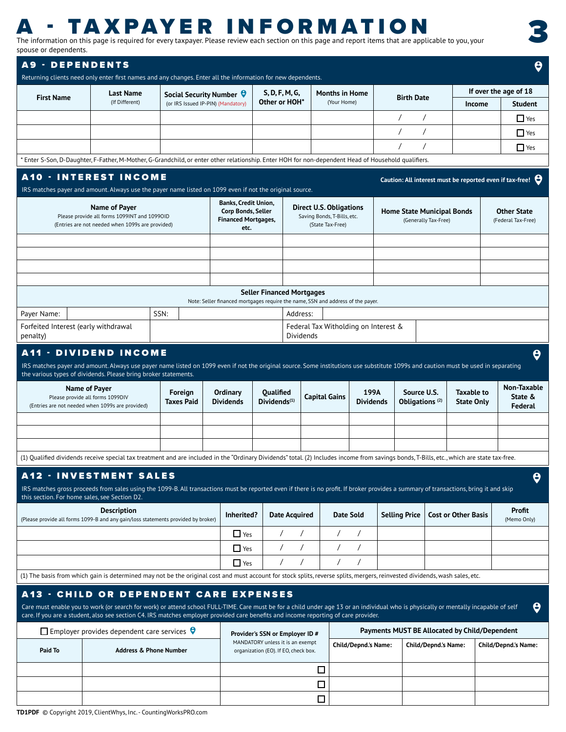# A - TAXPAYER INFORMATION

The information on this page is required for every taxpayer. Please review each section on this page and report items that are applicable to you, your spouse or dependents.

## A9 - DEPENDENTS

Returning clients need only enter first names and any changes. Enter all the information for new dependents.

| First Name | Last Name (If Different) | Social Security Number (or IRS Issued IP-PIN) (Mandatory) | S, D, F, M, G, Other or HOH* | Months in Home (Your Home) | Birth Date | If over the age of 18 | |
|---|---|---|---|---|---|---|---|
| | | | | | | Income | Student |
| | | | | | / / | | ☐ Yes |
| | | | | | / / | | ☐ Yes |
| | | | | | / / | | ☐ Yes |

* Enter S-Son, D-Daughter, F-Father, M-Mother, G-Grandchild, or enter other relationship. Enter HOH for non-dependent Head of Household qualifiers.

## A10 - INTEREST INCOME

IRS matches payer and amount. Always use the payer name listed on 1099 even if not the original source.

**Caution: All interest must be reported even if tax-free!**

| Name of Payer<br>Please provide all forms 1099INT and 1099OID<br>(Entries are not needed when 1099s are provided) | Banks, Credit Union, Corp Bonds, Seller Financed Mortgages, etc. | Direct U.S. Obligations<br>Saving Bonds, T-Bills, etc.<br>(State Tax-Free) | Home State Municipal Bonds<br>(Generally Tax-Free) | Other State<br>(Federal Tax-Free) |
|---|---|---|---|---|
| | | | | |
| | | | | |
| | | | | |
| | | | | |

**Seller Financed Mortgages**

Note: Seller financed mortgages require the name, SSN and address of the payer.

| Payer Name: | | SSN: | | Address: | |
|---|---|---|---|---|---|
| Forfeited Interest (early withdrawal penalty) | | | | Federal Tax Witholding on Interest & Dividends | |

## A11 - DIVIDEND INCOME

IRS matches payer and amount. Always use payer name listed on 1099 even if not the original source. Some institutions use substitute 1099s and caution must be used in separating the various types of dividends. Please bring broker statements.

| Name of Payer<br>Please provide all forms 1099DIV<br>(Entries are not needed when 1099s are provided) | Foreign Taxes Paid | Ordinary Dividends | Qualified Dividends(1) | Capital Gains | 199A Dividends | Source U.S. Obligations (2) | Taxable to State Only | Non-Taxable State & Federal |
|---|---|---|---|---|---|---|---|---|
| | | | | | | | | |
| | | | | | | | | |
| | | | | | | | | |

(1) Qualified dividends receive special tax treatment and are included in the "Ordinary Dividends" total. (2) Includes income from savings bonds, T-Bills, etc., which are state tax-free.

## A12 - INVESTMENT SALES

IRS matches gross proceeds from sales using the 1099-B. All transactions must be reported even if there is no profit. If broker provides a summary of transactions, bring it and skip this section. For home sales, see Section D2.

| Description<br>(Please provide all forms 1099-B and any gain/loss statements provided by broker) | Inherited? | Date Acquired | Date Sold | Selling Price | Cost or Other Basis | Profit (Memo Only) |
|---|---|---|---|---|---|---|
| | ☐ Yes | / / | / / | | | |
| | ☐ Yes | / / | / / | | | |
| | ☐ Yes | / / | / / | | | |

(1) The basis from which gain is determined may not be the original cost and must account for stock splits, reverse splits, mergers, reinvested dividends, wash sales, etc.

## A13 - CHILD OR DEPENDENT CARE EXPENSES

Care must enable you to work (or search for work) or attend school FULL-TIME. Care must be for a child under age 13 or an individual who is physically or mentally incapable of self care. If you are a student, also see section C4. IRS matches employer provided care benefits and income reporting of care provider.

☐ Employer provides dependent care services

| Paid To | Address & Phone Number | Provider's SSN or Employer ID #<br>MANDATORY unless it is an exempt organization (EO). If EO, check box. | Payments MUST BE Allocated by Child/Dependent | | |
|---|---|---|---|---|---|
| | | | Child/Depnd.'s Name: | Child/Depnd.'s Name: | Child/Depnd.'s Name: |
| | | ☐ | | | |
| | | ☐ | | | |
| | | ☐ | | | |

TD1PDF © Copyright 2019, ClientWhys, Inc. - CountingWorksPRO.com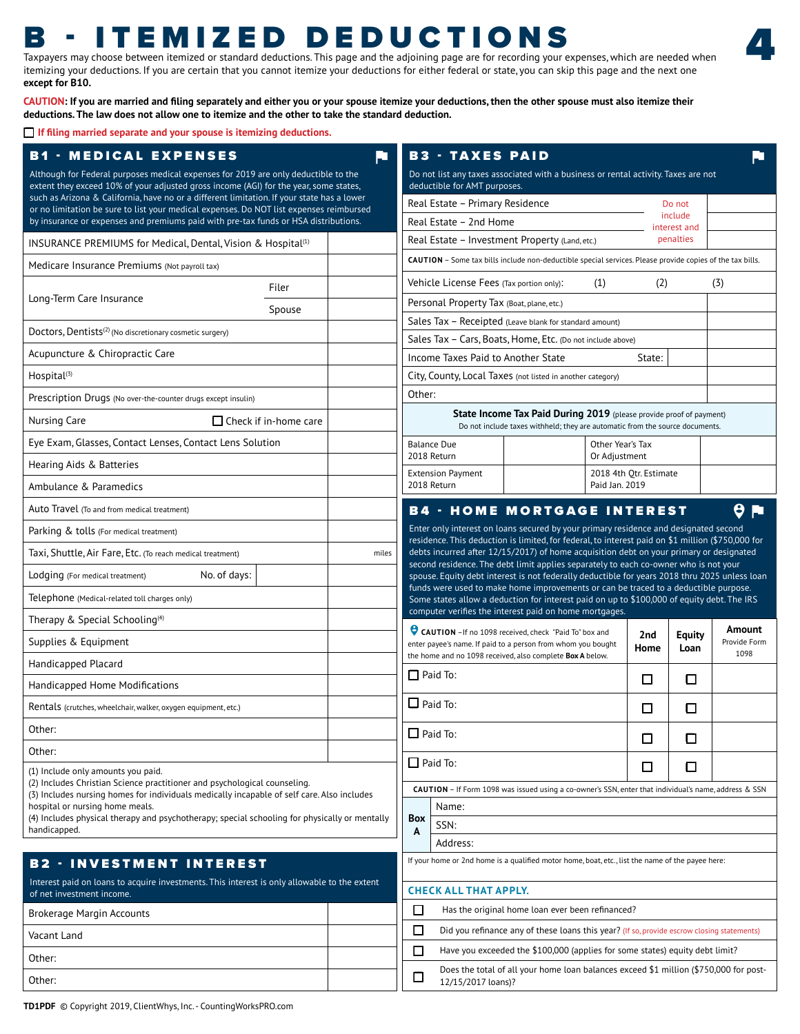# B - ITEMIZED DEDUCTIONS

Taxpayers may choose between itemized or standard deductions. This page and the adjoining page are for recording your expenses, which are needed when itemizing your deductions. If you are certain that you cannot itemize your deductions for either federal or state, you can skip this page and the next one **except for B10.**

**CAUTION: If you are married and filing separately and either you or your spouse itemize your deductions, then the other spouse must also itemize their deductions. The law does not allow one to itemize and the other to take the standard deduction.**

☐ If filing married separate and your spouse is itemizing deductions.

## B1 - MEDICAL EXPENSES

Although for Federal purposes medical expenses for 2019 are only deductible to the extent they exceed 10% of your adjusted gross income (AGI) for the year, some states, such as Arizona & California, have no or a different limitation. If your state has a lower or no limitation be sure to list your medical expenses. Do NOT list expenses reimbursed by insurance or expenses and premiums paid with pre-tax funds or HSA distributions.

| Item | | Amount |
|---|---|---|
| INSURANCE PREMIUMS for Medical, Dental, Vision & Hospital[1] | | |
| Medicare Insurance Premiums (Not payroll tax) | | |
| Long-Term Care Insurance | Filer | |
| | Spouse | |
| Doctors, Dentists[2] (No discretionary cosmetic surgery) | | |
| Acupuncture & Chiropractic Care | | |
| Hospital[3] | | |
| Prescription Drugs (No over-the-counter drugs except insulin) | | |
| Nursing Care | ☐ Check if in-home care | |
| Eye Exam, Glasses, Contact Lenses, Contact Lens Solution | | |
| Hearing Aids & Batteries | | |
| Ambulance & Paramedics | | |
| Auto Travel (To and from medical treatment) | | |
| Parking & tolls (For medical treatment) | | |
| Taxi, Shuttle, Air Fare, Etc. (To reach medical treatment) | | miles |
| Lodging (For medical treatment) | No. of days: | |
| Telephone (Medical-related toll charges only) | | |
| Therapy & Special Schooling[4] | | |
| Supplies & Equipment | | |
| Handicapped Placard | | |
| Handicapped Home Modifications | | |
| Rentals (crutches, wheelchair, walker, oxygen equipment, etc.) | | |
| Other: | | |
| Other: | | |

(1) Include only amounts you paid.
(2) Includes Christian Science practitioner and psychological counseling.
(3) Includes nursing homes for individuals medically incapable of self care. Also includes hospital or nursing home meals.
(4) Includes physical therapy and psychotherapy; special schooling for physically or mentally handicapped.

## B2 - INVESTMENT INTEREST

Interest paid on loans to acquire investments. This interest is only allowable to the extent of net investment income.

| Item | Amount |
|---|---|
| Brokerage Margin Accounts | |
| Vacant Land | |
| Other: | |
| Other: | |

## B3 - TAXES PAID

Do not list any taxes associated with a business or rental activity. Taxes are not deductible for AMT purposes.

| Item | | | | Amount |
|---|---|---|---|---|
| Real Estate – Primary Residence | Do not include interest and penalties | | | |
| Real Estate – 2nd Home | | | | |
| Real Estate – Investment Property (Land, etc.) | | | | |

**CAUTION** – Some tax bills include non-deductible special services. Please provide copies of the tax bills.

| Item | | | | Amount |
|---|---|---|---|---|
| Vehicle License Fees (Tax portion only): | (1) | (2) | (3) | |
| Personal Property Tax (Boat, plane, etc.) | | | | |
| Sales Tax – Receipted (Leave blank for standard amount) | | | | |
| Sales Tax – Cars, Boats, Home, Etc. (Do not include above) | | | | |
| Income Taxes Paid to Another State | | State: | | |
| City, County, Local Taxes (not listed in another category) | | | | |
| Other: | | | | |

**State Income Tax Paid During 2019** (please provide proof of payment)
Do not include taxes withheld; they are automatic from the source documents.

| | | | |
|---|---|---|---|
| Balance Due 2018 Return | | Other Year's Tax Or Adjustment | |
| Extension Payment 2018 Return | | 2018 4th Qtr. Estimate Paid Jan. 2019 | |

## B4 - HOME MORTGAGE INTEREST

Enter only interest on loans secured by your primary residence and designated second residence. This deduction is limited, for federal, to interest paid on $1 million ($750,000 for debts incurred after 12/15/2017) of home acquisition debt on your primary or designated second residence. The debt limit applies separately to each co-owner who is not your spouse. Equity debt interest is not federally deductible for years 2018 thru 2025 unless loan funds were used to make home improvements or can be traced to a deductible purpose. Some states allow a deduction for interest paid on up to $100,000 of equity debt. The IRS computer verifies the interest paid on home mortgages.

| **CAUTION** – If no 1098 received, check "Paid To" box and enter payee's name. If paid to a person from whom you bought the home and no 1098 received, also complete **Box A** below. | 2nd Home | Equity Loan | Amount (Provide Form 1098) |
|---|---|---|---|
| ☐ Paid To: | ☐ | ☐ | |
| ☐ Paid To: | ☐ | ☐ | |
| ☐ Paid To: | ☐ | ☐ | |
| ☐ Paid To: | ☐ | ☐ | |

**CAUTION** – If Form 1098 was issued using a co-owner's SSN, enter that individual's name, address & SSN

| Box A | |
|---|---|
| | Name: |
| | SSN: |
| | Address: |

If your home or 2nd home is a qualified motor home, boat, etc., list the name of the payee here:

**CHECK ALL THAT APPLY.**

- ☐ Has the original home loan ever been refinanced?
- ☐ Did you refinance any of these loans this year? (If so, provide escrow closing statements)
- ☐ Have you exceeded the $100,000 (applies for some states) equity debt limit?
- ☐ Does the total of all your home loan balances exceed $1 million ($750,000 for post-12/15/2017 loans)?

TD1PDF © Copyright 2019, ClientWhys, Inc. - CountingWorksPRO.com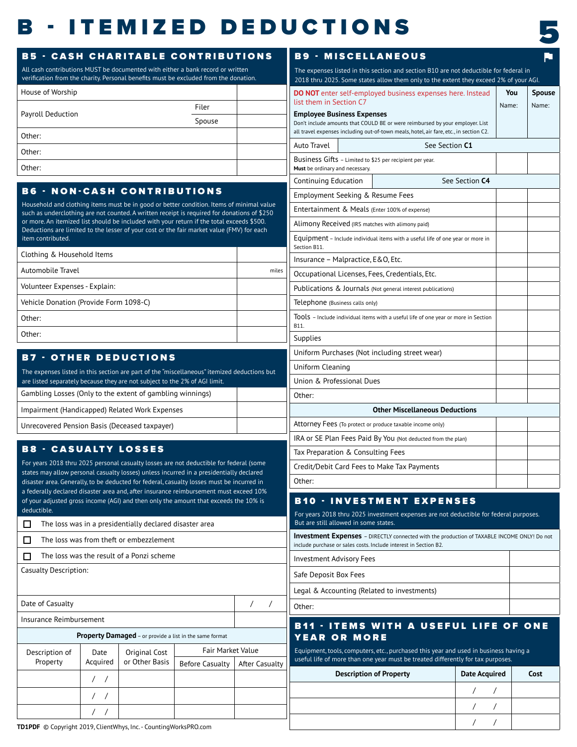# B - ITEMIZED DEDUCTIONS

## B5 - CASH CHARITABLE CONTRIBUTIONS

All cash contributions MUST be documented with either a bank record or written verification from the charity. Personal benefits must be excluded from the donation.

| | | |
|---|---|---|
| House of Worship | | |
| Payroll Deduction | Filer | |
| | Spouse | |
| Other: | | |
| Other: | | |
| Other: | | |

## B6 - NON-CASH CONTRIBUTIONS

Household and clothing items must be in good or better condition. Items of minimal value such as underclothing are not counted. A written receipt is required for donations of $250 or more. An itemized list should be included with your return if the total exceeds $500. Deductions are limited to the lesser of your cost or the fair market value (FMV) for each item contributed.

| | |
|---|---|
| Clothing & Household Items | |
| Automobile Travel | miles |
| Volunteer Expenses - Explain: | |
| Vehicle Donation (Provide Form 1098-C) | |
| Other: | |
| Other: | |

## B7 - OTHER DEDUCTIONS

The expenses listed in this section are part of the "miscellaneous" itemized deductions but are listed separately because they are not subject to the 2% of AGI limit.

| | |
|---|---|
| Gambling Losses (Only to the extent of gambling winnings) | |
| Impairment (Handicapped) Related Work Expenses | |
| Unrecovered Pension Basis (Deceased taxpayer) | |

## B8 - CASUALTY LOSSES

For years 2018 thru 2025 personal casualty losses are not deductible for federal (some states may allow personal casualty losses) unless incurred in a presidentially declared disaster area. Generally, to be deducted for federal, casualty losses must be incurred in a federally declared disaster area and, after insurance reimbursement must exceed 10% of your adjusted gross income (AGI) and then only the amount that exceeds the 10% is deductible.

- ☐ The loss was in a presidentially declared disaster area
- ☐ The loss was from theft or embezzlement
- ☐ The loss was the result of a Ponzi scheme

Casualty Description:

| | |
|---|---|
| Date of Casualty | / / |
| Insurance Reimbursement | |

**Property Damaged** – or provide a list in the same format

| Description of Property | Date Acquired | Original Cost or Other Basis | Fair Market Value | |
|---|---|---|---|---|
| | | | Before Casualty | After Casualty |
| | / / | | | |
| | / / | | | |
| | / / | | | |

## B9 - MISCELLANEOUS

The expenses listed in this section and section B10 are not deductible for federal in 2018 thru 2025. Some states allow them only to the extent they exceed 2% of your AGI.

| **DO NOT** enter self-employed business expenses here. Instead list them in Section C7<br>**Employee Business Expenses**<br>Don't include amounts that COULD BE or were reimbursed by your employer. List all travel expenses including out-of-town meals, hotel, air fare, etc., in section C2. | You<br>Name: | Spouse<br>Name: |
|---|---|---|
| Auto Travel — See Section **C1** | | |
| Business Gifts – Limited to $25 per recipient per year. **Must** be ordinary and necessary. | | |
| Continuing Education — See Section **C4** | | |
| Employment Seeking & Resume Fees | | |
| Entertainment & Meals (Enter 100% of expense) | | |
| Alimony Received (IRS matches with alimony paid) | | |
| Equipment – Include individual items with a useful life of one year or more in Section B11. | | |
| Insurance – Malpractice, E&O, Etc. | | |
| Occupational Licenses, Fees, Credentials, Etc. | | |
| Publications & Journals (Not general interest publications) | | |
| Telephone (Business calls only) | | |
| Tools – Include individual items with a useful life of one year or more in Section B11. | | |
| Supplies | | |
| Uniform Purchases (Not including street wear) | | |
| Uniform Cleaning | | |
| Union & Professional Dues | | |
| Other: | | |
| **Other Miscellaneous Deductions** | | |
| Attorney Fees (To protect or produce taxable income only) | | |
| IRA or SE Plan Fees Paid By You (Not deducted from the plan) | | |
| Tax Preparation & Consulting Fees | | |
| Credit/Debit Card Fees to Make Tax Payments | | |
| Other: | | |

## B10 - INVESTMENT EXPENSES

For years 2018 thru 2025 investment expenses are not deductible for federal purposes. But are still allowed in some states.

**Investment Expenses** – DIRECTLY connected with the production of TAXABLE INCOME ONLY! Do not include purchase or sales costs. Include interest in Section B2.

| | |
|---|---|
| Investment Advisory Fees | |
| Safe Deposit Box Fees | |
| Legal & Accounting (Related to investments) | |
| Other: | |

## B11 - ITEMS WITH A USEFUL LIFE OF ONE YEAR OR MORE

Equipment, tools, computers, etc., purchased this year and used in business having a useful life of more than one year must be treated differently for tax purposes.

| Description of Property | Date Acquired | Cost |
|---|---|---|
| | / / | |
| | / / | |
| | / / | |

TD1PDF © Copyright 2019, ClientWhys, Inc. - CountingWorksPRO.com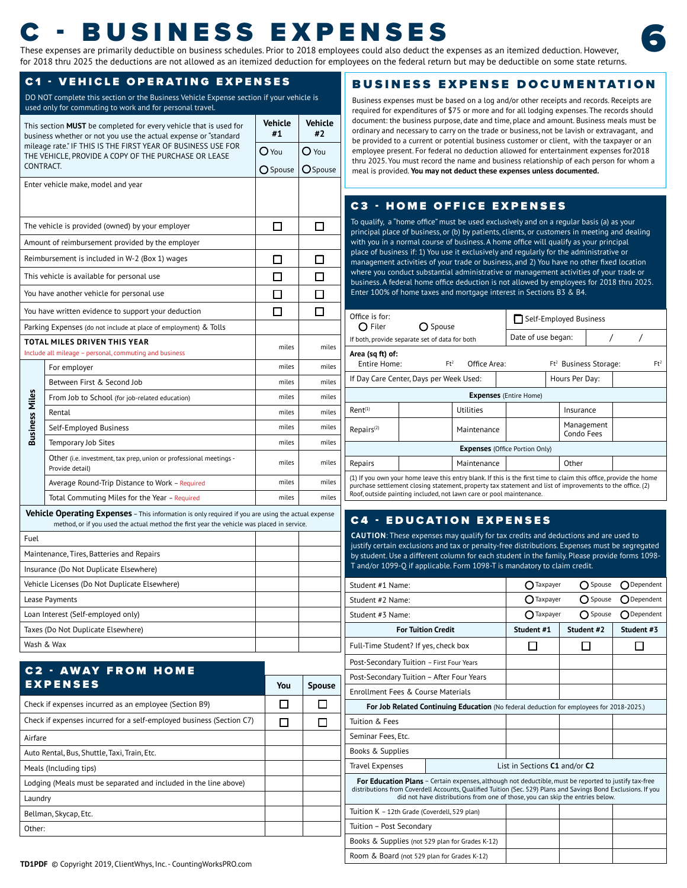# C - BUSINESS EXPENSES

These expenses are primarily deductible on business schedules. Prior to 2018 employees could also deduct the expenses as an itemized deduction. However, for 2018 thru 2025 the deductions are not allowed as an itemized deduction for employees on the federal return but may be deductible on some state returns.

## C1 - VEHICLE OPERATING EXPENSES

DO NOT complete this section or the Business Vehicle Expense section if your vehicle is used only for commuting to work and for personal travel.

| This section **MUST** be completed for every vehicle that is used for business whether or not you use the actual expense or "standard mileage rate." IF THIS IS THE FIRST YEAR OF BUSINESS USE FOR THE VEHICLE, PROVIDE A COPY OF THE PURCHASE OR LEASE CONTRACT. | | Vehicle #1 ○ You ○ Spouse | Vehicle #2 ○ You ○ Spouse |
|---|---|---|---|
| Enter vehicle make, model and year | | | |
| The vehicle is provided (owned) by your employer | | ☐ | ☐ |
| Amount of reimbursement provided by the employer | | | |
| Reimbursement is included in W-2 (Box 1) wages | | ☐ | ☐ |
| This vehicle is available for personal use | | ☐ | ☐ |
| You have another vehicle for personal use | | ☐ | ☐ |
| You have written evidence to support your deduction | | ☐ | ☐ |
| Parking Expenses (do not include at place of employment) & Tolls | | | |
| **TOTAL MILES DRIVEN THIS YEAR** Include all mileage – personal, commuting and business | | miles | miles |
| Business Miles | For employer | miles | miles |
| | Between First & Second Job | miles | miles |
| | From Job to School (for job-related education) | miles | miles |
| | Rental | miles | miles |
| | Self-Employed Business | miles | miles |
| | Temporary Job Sites | miles | miles |
| | Other (i.e. investment, tax prep, union or professional meetings - Provide detail) | miles | miles |
| | Average Round-Trip Distance to Work – Required | miles | miles |
| | Total Commuting Miles for the Year – Required | miles | miles |

**Vehicle Operating Expenses** – This information is only required if you are using the actual expense method, or if you used the actual method the first year the vehicle was placed in service.

| Expense | Vehicle #1 | Vehicle #2 |
|---|---|---|
| Fuel | | |
| Maintenance, Tires, Batteries and Repairs | | |
| Insurance (Do Not Duplicate Elsewhere) | | |
| Vehicle Licenses (Do Not Duplicate Elsewhere) | | |
| Lease Payments | | |
| Loan Interest (Self-employed only) | | |
| Taxes (Do Not Duplicate Elsewhere) | | |
| Wash & Wax | | |

## C2 - AWAY FROM HOME EXPENSES

| | You | Spouse |
|---|---|---|
| Check if expenses incurred as an employee (Section B9) | ☐ | ☐ |
| Check if expenses incurred for a self-employed business (Section C7) | ☐ | ☐ |
| Airfare | | |
| Auto Rental, Bus, Shuttle, Taxi, Train, Etc. | | |
| Meals (Including tips) | | |
| Lodging (Meals must be separated and included in the line above) | | |
| Laundry | | |
| Bellman, Skycap, Etc. | | |
| Other: | | |

## BUSINESS EXPENSE DOCUMENTATION

Business expenses must be based on a log and/or other receipts and records. Receipts are required for expenditures of $75 or more and for all lodging expenses. The records should document: the business purpose, date and time, place and amount. Business meals must be ordinary and necessary to carry on the trade or business, not be lavish or extravagant, and be provided to a current or potential business customer or client, with the taxpayer or an employee present. For federal no deduction allowed for entertainment expenses for2018 thru 2025. You must record the name and business relationship of each person for whom a meal is provided. **You may not deduct these expenses unless documented.**

## C3 - HOME OFFICE EXPENSES

To qualify, a "home office" must be used exclusively and on a regular basis (a) as your principal place of business, or (b) by patients, clients, or customers in meeting and dealing with you in a normal course of business. A home office will qualify as your principal place of business if: 1) You use it exclusively and regularly for the administrative or management activities of your trade or business, and 2) You have no other fixed location where you conduct substantial administrative or management activities of your trade or business. A federal home office deduction is not allowed by employees for 2018 thru 2025. Enter 100% of home taxes and mortgage interest in Sections B3 & B4.

Office is for: ○ Filer ○ Spouse — If both, provide separate set of data for both

☐ Self-Employed Business — Date of use began: / /

**Area (sq ft) of:** Entire Home: Ft² Office Area: Ft² Business Storage: Ft²

If Day Care Center, Days per Week Used: Hours Per Day:

| **Expenses** (Entire Home) | | | | | |
|---|---|---|---|---|---|
| Rent[1] | | Utilities | | Insurance | |
| Repairs[2] | | Maintenance | | Management Condo Fees | |
| **Expenses** (Office Portion Only) | | | | | |
| Repairs | | Maintenance | | Other | |

(1) If you own your home leave this entry blank. If this is the first time to claim this office, provide the home purchase settlement closing statement, property tax statement and list of improvements to the office. (2) Roof, outside painting included, not lawn care or pool maintenance.

## C4 - EDUCATION EXPENSES

**CAUTION**: These expenses may qualify for tax credits and deductions and are used to justify certain exclusions and tax or penalty-free distributions. Expenses must be segregated by student. Use a different column for each student in the family. Please provide forms 1098-T and/or 1099-Q if applicable. Form 1098-T is mandatory to claim credit.

| | | | |
|---|---|---|---|
| Student #1 Name: | ○ Taxpayer | ○ Spouse | ○ Dependent |
| Student #2 Name: | ○ Taxpayer | ○ Spouse | ○ Dependent |
| Student #3 Name: | ○ Taxpayer | ○ Spouse | ○ Dependent |
| **For Tuition Credit** | **Student #1** | **Student #2** | **Student #3** |
| Full-Time Student? If yes, check box | ☐ | ☐ | ☐ |
| Post-Secondary Tuition – First Four Years | | | |
| Post-Secondary Tuition – After Four Years | | | |
| Enrollment Fees & Course Materials | | | |
| **For Job Related Continuing Education** (No federal deduction for employees for 2018-2025.) | | | |
| Tuition & Fees | | | |
| Seminar Fees, Etc. | | | |
| Books & Supplies | | | |
| Travel Expenses | List in Sections **C1** and/or **C2** | | |
| **For Education Plans** – Certain expenses, although not deductible, must be reported to justify tax-free distributions from Coverdell Accounts, Qualified Tuition (Sec. 529) Plans and Savings Bond Exclusions. If you did not have distributions from one of those, you can skip the entries below. | | | |
| Tuition K – 12th Grade (Coverdell, 529 plan) | | | |
| Tuition – Post Secondary | | | |
| Books & Supplies (not 529 plan for Grades K-12) | | | |
| Room & Board (not 529 plan for Grades K-12) | | | |

TD1PDF © Copyright 2019, ClientWhys, Inc. - CountingWorksPRO.com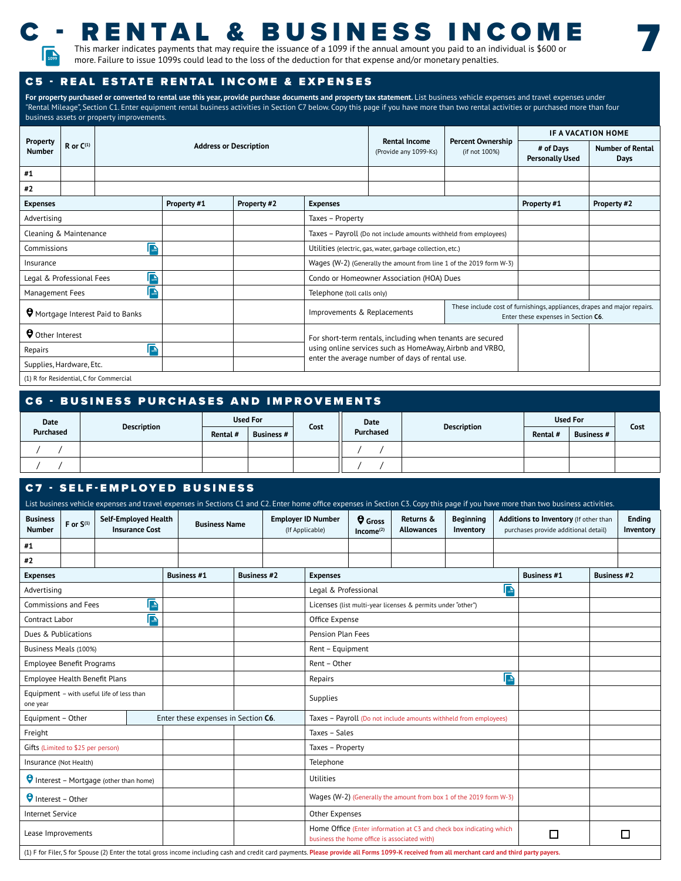# C - RENTAL & BUSINESS INCOME

This marker indicates payments that may require the issuance of a 1099 if the annual amount you paid to an individual is $600 or more. Failure to issue 1099s could lead to the loss of the deduction for that expense and/or monetary penalties.

## C5 - REAL ESTATE RENTAL INCOME & EXPENSES

**For property purchased or converted to rental use this year, provide purchase documents and property tax statement.** List business vehicle expenses and travel expenses under "Rental Mileage", Section C1. Enter equipment rental business activities in Section C7 below. Copy this page if you have more than two rental activities or purchased more than four business assets or property improvements.

| Property Number | R or C[1] | Address or Description | Rental Income (Provide any 1099-Ks) | Percent Ownership (if not 100%) | IF A VACATION HOME | |
|---|---|---|---|---|---|---|
| | | | | | # of Days Personally Used | Number of Rental Days |
| #1 | | | | | | |
| #2 | | | | | | |

| Expenses | Property #1 | Property #2 | Expenses | Property #1 | Property #2 |
|---|---|---|---|---|---|
| Advertising | | | Taxes – Property | | |
| Cleaning & Maintenance | | | Taxes – Payroll (Do not include amounts withheld from employees) | | |
| Commissions (1099) | | | Utilities (electric, gas, water, garbage collection, etc.) | | |
| Insurance | | | Wages (W-2) (Generally the amount from line 1 of the 2019 form W-3) | | |
| Legal & Professional Fees (1099) | | | Condo or Homeowner Association (HOA) Dues | | |
| Management Fees (1099) | | | Telephone (toll calls only) | | |
| Mortgage Interest Paid to Banks | | | Improvements & Replacements | These include cost of furnishings, appliances, drapes and major repairs. Enter these expenses in Section **C6**. | |
| Other Interest | | | For short-term rentals, including when tenants are secured using online services such as HomeAway, Airbnb and VRBO, enter the average number of days of rental use. | | |
| Repairs (1099) | | | | | |
| Supplies, Hardware, Etc. | | | | | |

(1) R for Residential, C for Commercial

## C6 - BUSINESS PURCHASES AND IMPROVEMENTS

| Date Purchased | Description | Used For | | Cost | Date Purchased | Description | Used For | | Cost |
|---|---|---|---|---|---|---|---|---|---|
| | | Rental # | Business # | | | | Rental # | Business # | |
| / / | | | | | / / | | | | |
| / / | | | | | / / | | | | |

## C7 - SELF-EMPLOYED BUSINESS

List business vehicle expenses and travel expenses in Sections C1 and C2. Enter home office expenses in Section C3. Copy this page if you have more than two business activities.

| Business Number | F or S[1] | Self-Employed Health Insurance Cost | Business Name | Employer ID Number (If Applicable) | Gross Income[2] | Returns & Allowances | Beginning Inventory | Additions to Inventory (If other than purchases provide additional detail) | Ending Inventory |
|---|---|---|---|---|---|---|---|---|---|
| #1 | | | | | | | | | |
| #2 | | | | | | | | | |

| Expenses | Business #1 | Business #2 | Expenses | Business #1 | Business #2 |
|---|---|---|---|---|---|
| Advertising | | | Legal & Professional (1099) | | |
| Commissions and Fees (1099) | | | Licenses (list multi-year licenses & permits under "other") | | |
| Contract Labor (1099) | | | Office Expense | | |
| Dues & Publications | | | Pension Plan Fees | | |
| Business Meals (100%) | | | Rent – Equipment | | |
| Employee Benefit Programs | | | Rent – Other | | |
| Employee Health Benefit Plans | | | Repairs (1099) | | |
| Equipment – with useful life of less than one year | | | Supplies | | |
| Equipment – Other | Enter these expenses in Section **C6**. | | Taxes – Payroll (Do not include amounts withheld from employees) | | |
| Freight | | | Taxes – Sales | | |
| Gifts (Limited to $25 per person) | | | Taxes – Property | | |
| Insurance (Not Health) | | | Telephone | | |
| Interest – Mortgage (other than home) | | | Utilities | | |
| Interest – Other | | | Wages (W-2) (Generally the amount from box 1 of the 2019 form W-3) | | |
| Internet Service | | | Other Expenses | | |
| Lease Improvements | | | Home Office (Enter information at C3 and check box indicating which business the home office is associated with) | ☐ | ☐ |

(1) F for Filer, S for Spouse (2) Enter the total gross income including cash and credit card payments. **Please provide all Forms 1099-K received from all merchant card and third party payers.**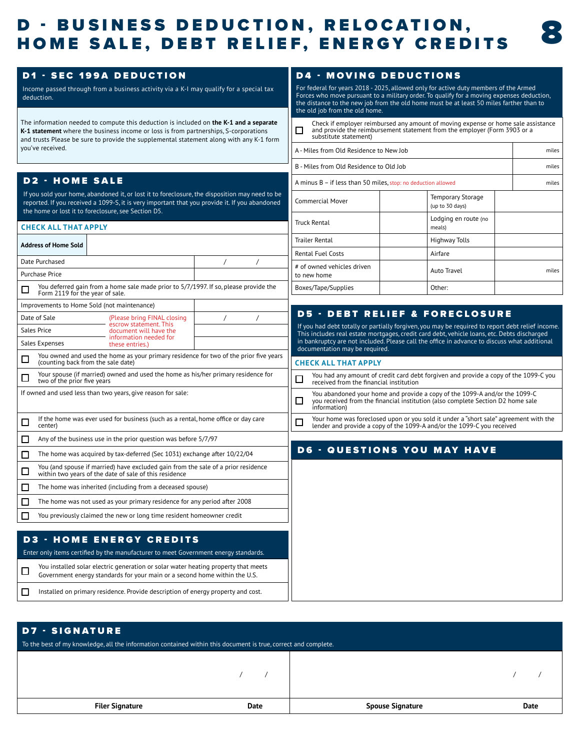# D - BUSINESS DEDUCTION, RELOCATION, HOME SALE, DEBT RELIEF, ENERGY CREDITS

## D1 - SEC 199A DEDUCTION

Income passed through from a business activity via a K-l may qualify for a special tax deduction.

The information needed to compute this deduction is included on **the K-1 and a separate K-1 statement** where the business income or loss is from partnerships, S-corporations and trusts Please be sure to provide the supplemental statement along with any K-1 form you've received.

## D2 - HOME SALE

If you sold your home, abandoned it, or lost it to foreclosure, the disposition may need to be reported. If you received a 1099-S, it is very important that you provide it. If you abandoned the home or lost it to foreclosure, see Section D5.

**CHECK ALL THAT APPLY**

| | | |
|---|---|---|
| **Address of Home Sold** | | |
| Date Purchased | | / / |
| Purchase Price | | |

☐ You deferred gain from a home sale made prior to 5/7/1997. If so, please provide the Form 2119 for the year of sale.

| | | |
|---|---|---|
| Improvements to Home Sold (not maintenance) | | |
| Date of Sale | (Please bring FINAL closing escrow statement. This document will have the information needed for these entries.) | / / |
| Sales Price | | |
| Sales Expenses | | |

☐ You owned and used the home as your primary residence for two of the prior five years (counting back from the sale date)

☐ Your spouse (if married) owned and used the home as his/her primary residence for two of the prior five years

If owned and used less than two years, give reason for sale:

☐ If the home was ever used for business (such as a rental, home office or day care center)

☐ Any of the business use in the prior question was before 5/7/97

☐ The home was acquired by tax-deferred (Sec 1031) exchange after 10/22/04

☐ You (and spouse if married) have excluded gain from the sale of a prior residence within two years of the date of sale of this residence

☐ The home was inherited (including from a deceased spouse)

☐ The home was not used as your primary residence for any period after 2008

☐ You previously claimed the new or long time resident homeowner credit

## D3 - HOME ENERGY CREDITS

Enter only items certified by the manufacturer to meet Government energy standards.

☐ You installed solar electric generation or solar water heating property that meets Government energy standards for your main or a second home within the U.S.

☐ Installed on primary residence. Provide description of energy property and cost.

## D4 - MOVING DEDUCTIONS

For federal for years 2018 - 2025, allowed only for active duty members of the Armed Forces who move pursuant to a military order. To qualify for a moving expenses deduction, the distance to the new job from the old home must be at least 50 miles farther than to the old job from the old home.

☐ Check if employer reimbursed any amount of moving expense or home sale assistance and provide the reimbursement statement from the employer (Form 3903 or a substitute statement)

| | |
|---|---|
| A - Miles from Old Residence to New Job | miles |
| B - Miles from Old Residence to Old Job | miles |
| A minus B – if less than 50 miles, stop: no deduction allowed | miles |

| | | | |
|---|---|---|---|
| Commercial Mover | | Temporary Storage (up to 30 days) | |
| Truck Rental | | Lodging en route (no meals) | |
| Trailer Rental | | Highway Tolls | |
| Rental Fuel Costs | | Airfare | |
| # of owned vehicles driven to new home | | Auto Travel | miles |
| Boxes/Tape/Supplies | | Other: | |

## D5 - DEBT RELIEF & FORECLOSURE

If you had debt totally or partially forgiven, you may be required to report debt relief income. This includes real estate mortgages, credit card debt, vehicle loans, etc. Debts discharged in bankruptcy are not included. Please call the office in advance to discuss what additional documentation may be required.

**CHECK ALL THAT APPLY**

☐ You had any amount of credit card debt forgiven and provide a copy of the 1099-C you received from the financial institution

☐ You abandoned your home and provide a copy of the 1099-A and/or the 1099-C you received from the financial institution (also complete Section D2 home sale information)

☐ Your home was foreclosed upon or you sold it under a "short sale" agreement with the lender and provide a copy of the 1099-A and/or the 1099-C you received

## D6 - QUESTIONS YOU MAY HAVE

## D7 - SIGNATURE

To the best of my knowledge, all the information contained within this document is true, correct and complete.

| | | | |
|---|---|---|---|
| | / / | | / / |
| **Filer Signature** | **Date** | **Spouse Signature** | **Date** |